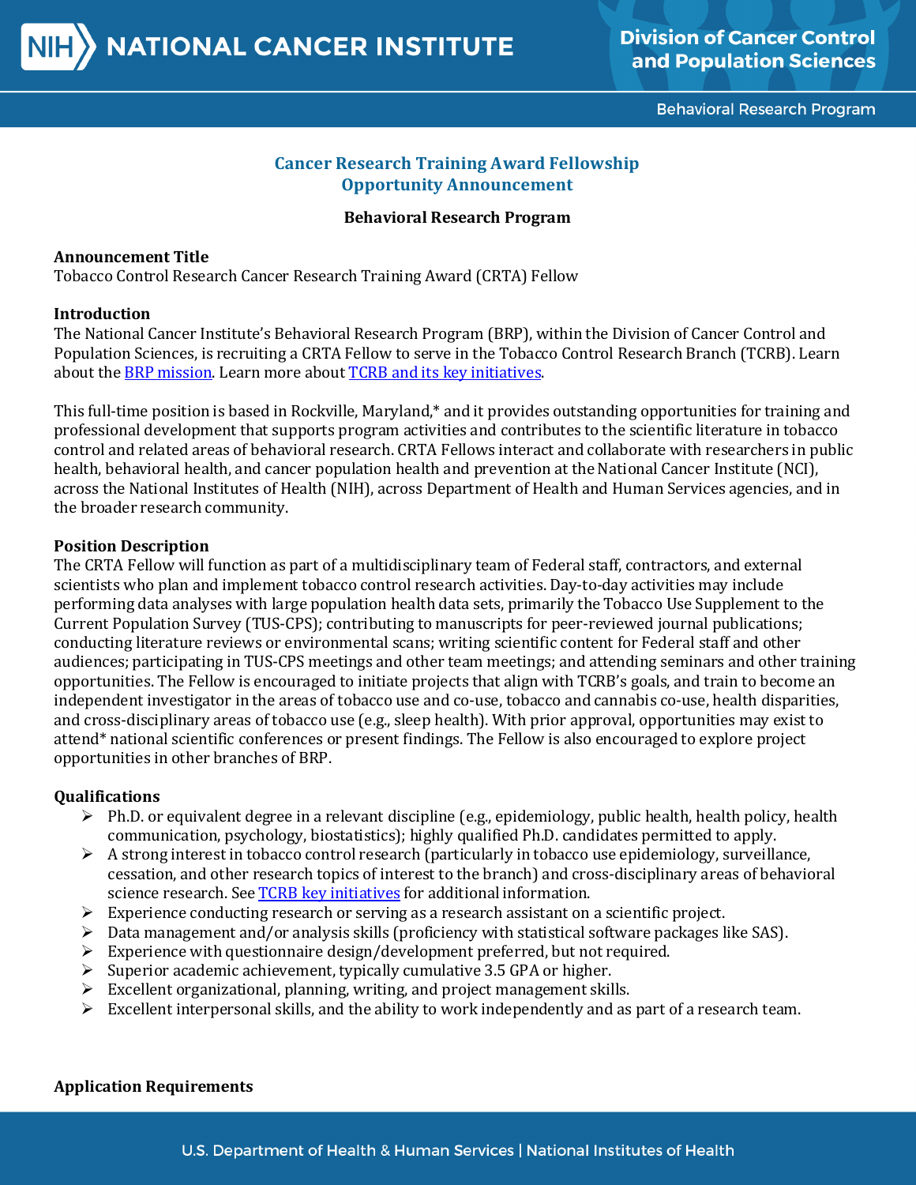# Cancer Research Training Award Fellowship Opportunity Announcement

## Behavioral Research Program

**Announcement Title**
Tobacco Control Research Cancer Research Training Award (CRTA) Fellow

**Introduction**
The National Cancer Institute's Behavioral Research Program (BRP), within the Division of Cancer Control and Population Sciences, is recruiting a CRTA Fellow to serve in the Tobacco Control Research Branch (TCRB). Learn about the BRP mission. Learn more about TCRB and its key initiatives.

This full-time position is based in Rockville, Maryland,* and it provides outstanding opportunities for training and professional development that supports program activities and contributes to the scientific literature in tobacco control and related areas of behavioral research. CRTA Fellows interact and collaborate with researchers in public health, behavioral health, and cancer population health and prevention at the National Cancer Institute (NCI), across the National Institutes of Health (NIH), across Department of Health and Human Services agencies, and in the broader research community.

**Position Description**
The CRTA Fellow will function as part of a multidisciplinary team of Federal staff, contractors, and external scientists who plan and implement tobacco control research activities. Day-to-day activities may include performing data analyses with large population health data sets, primarily the Tobacco Use Supplement to the Current Population Survey (TUS-CPS); contributing to manuscripts for peer-reviewed journal publications; conducting literature reviews or environmental scans; writing scientific content for Federal staff and other audiences; participating in TUS-CPS meetings and other team meetings; and attending seminars and other training opportunities. The Fellow is encouraged to initiate projects that align with TCRB's goals, and train to become an independent investigator in the areas of tobacco use and co-use, tobacco and cannabis co-use, health disparities, and cross-disciplinary areas of tobacco use (e.g., sleep health). With prior approval, opportunities may exist to attend* national scientific conferences or present findings. The Fellow is also encouraged to explore project opportunities in other branches of BRP.

**Qualifications**

- Ph.D. or equivalent degree in a relevant discipline (e.g., epidemiology, public health, health policy, health communication, psychology, biostatistics); highly qualified Ph.D. candidates permitted to apply.
- A strong interest in tobacco control research (particularly in tobacco use epidemiology, surveillance, cessation, and other research topics of interest to the branch) and cross-disciplinary areas of behavioral science research. See TCRB key initiatives for additional information.
- Experience conducting research or serving as a research assistant on a scientific project.
- Data management and/or analysis skills (proficiency with statistical software packages like SAS).
- Experience with questionnaire design/development preferred, but not required.
- Superior academic achievement, typically cumulative 3.5 GPA or higher.
- Excellent organizational, planning, writing, and project management skills.
- Excellent interpersonal skills, and the ability to work independently and as part of a research team.

**Application Requirements**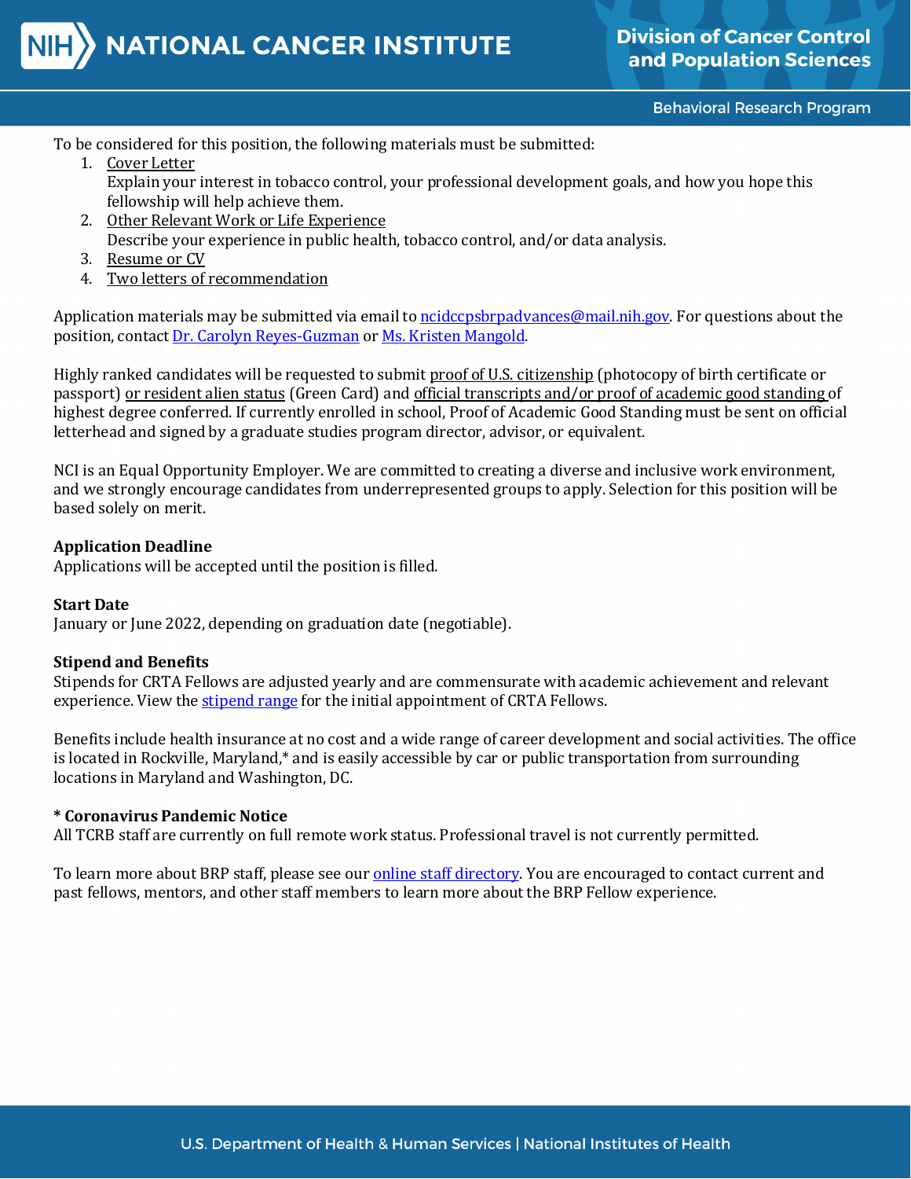To be considered for this position, the following materials must be submitted:

1. Cover Letter
   Explain your interest in tobacco control, your professional development goals, and how you hope this fellowship will help achieve them.
2. Other Relevant Work or Life Experience
   Describe your experience in public health, tobacco control, and/or data analysis.
3. Resume or CV
4. Two letters of recommendation

Application materials may be submitted via email to ncidccpsbrpadvances@mail.nih.gov. For questions about the position, contact Dr. Carolyn Reyes-Guzman or Ms. Kristen Mangold.

Highly ranked candidates will be requested to submit proof of U.S. citizenship (photocopy of birth certificate or passport) or resident alien status (Green Card) and official transcripts and/or proof of academic good standing of highest degree conferred. If currently enrolled in school, Proof of Academic Good Standing must be sent on official letterhead and signed by a graduate studies program director, advisor, or equivalent.

NCI is an Equal Opportunity Employer. We are committed to creating a diverse and inclusive work environment, and we strongly encourage candidates from underrepresented groups to apply. Selection for this position will be based solely on merit.

**Application Deadline**
Applications will be accepted until the position is filled.

**Start Date**
January or June 2022, depending on graduation date (negotiable).

**Stipend and Benefits**
Stipends for CRTA Fellows are adjusted yearly and are commensurate with academic achievement and relevant experience. View the stipend range for the initial appointment of CRTA Fellows.

Benefits include health insurance at no cost and a wide range of career development and social activities. The office is located in Rockville, Maryland,* and is easily accessible by car or public transportation from surrounding locations in Maryland and Washington, DC.

**\* Coronavirus Pandemic Notice**
All TCRB staff are currently on full remote work status. Professional travel is not currently permitted.

To learn more about BRP staff, please see our online staff directory. You are encouraged to contact current and past fellows, mentors, and other staff members to learn more about the BRP Fellow experience.